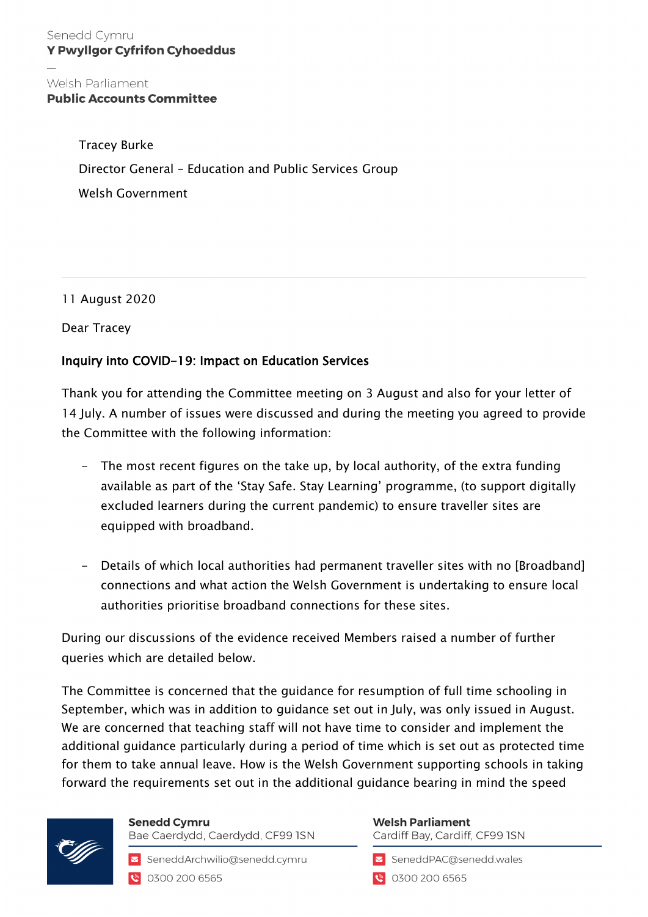Senedd Cymru
**Y Pwyllgor Cyfrifon Cyhoeddus**

—

Welsh Parliament
**Public Accounts Committee**

Tracey Burke
Director General – Education and Public Services Group
Welsh Government

11 August 2020

Dear Tracey

**Inquiry into COVID-19: Impact on Education Services**

Thank you for attending the Committee meeting on 3 August and also for your letter of 14 July. A number of issues were discussed and during the meeting you agreed to provide the Committee with the following information:

- The most recent figures on the take up, by local authority, of the extra funding available as part of the 'Stay Safe. Stay Learning' programme, (to support digitally excluded learners during the current pandemic) to ensure traveller sites are equipped with broadband.

- Details of which local authorities had permanent traveller sites with no [Broadband] connections and what action the Welsh Government is undertaking to ensure local authorities prioritise broadband connections for these sites.

During our discussions of the evidence received Members raised a number of further queries which are detailed below.

The Committee is concerned that the guidance for resumption of full time schooling in September, which was in addition to guidance set out in July, was only issued in August. We are concerned that teaching staff will not have time to consider and implement the additional guidance particularly during a period of time which is set out as protected time for them to take annual leave. How is the Welsh Government supporting schools in taking forward the requirements set out in the additional guidance bearing in mind the speed

**Senedd Cymru**
Bae Caerdydd, Caerdydd, CF99 1SN
SeneddArchwilio@senedd.cymru
0300 200 6565

**Welsh Parliament**
Cardiff Bay, Cardiff, CF99 1SN
SeneddPAC@senedd.wales
0300 200 6565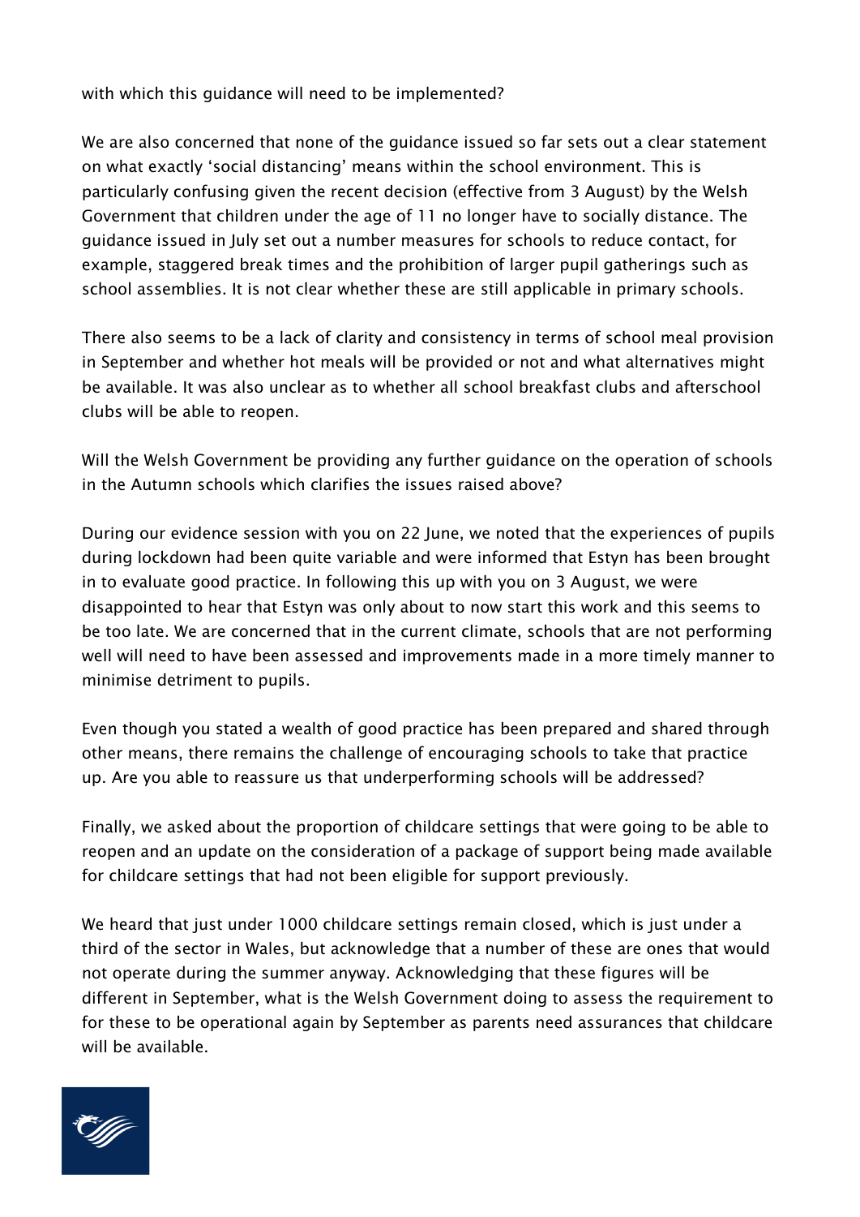with which this guidance will need to be implemented?

We are also concerned that none of the guidance issued so far sets out a clear statement on what exactly 'social distancing' means within the school environment. This is particularly confusing given the recent decision (effective from 3 August) by the Welsh Government that children under the age of 11 no longer have to socially distance. The guidance issued in July set out a number measures for schools to reduce contact, for example, staggered break times and the prohibition of larger pupil gatherings such as school assemblies. It is not clear whether these are still applicable in primary schools.

There also seems to be a lack of clarity and consistency in terms of school meal provision in September and whether hot meals will be provided or not and what alternatives might be available. It was also unclear as to whether all school breakfast clubs and afterschool clubs will be able to reopen.

Will the Welsh Government be providing any further guidance on the operation of schools in the Autumn schools which clarifies the issues raised above?

During our evidence session with you on 22 June, we noted that the experiences of pupils during lockdown had been quite variable and were informed that Estyn has been brought in to evaluate good practice. In following this up with you on 3 August, we were disappointed to hear that Estyn was only about to now start this work and this seems to be too late. We are concerned that in the current climate, schools that are not performing well will need to have been assessed and improvements made in a more timely manner to minimise detriment to pupils.

Even though you stated a wealth of good practice has been prepared and shared through other means, there remains the challenge of encouraging schools to take that practice up. Are you able to reassure us that underperforming schools will be addressed?

Finally, we asked about the proportion of childcare settings that were going to be able to reopen and an update on the consideration of a package of support being made available for childcare settings that had not been eligible for support previously.

We heard that just under 1000 childcare settings remain closed, which is just under a third of the sector in Wales, but acknowledge that a number of these are ones that would not operate during the summer anyway. Acknowledging that these figures will be different in September, what is the Welsh Government doing to assess the requirement to for these to be operational again by September as parents need assurances that childcare will be available.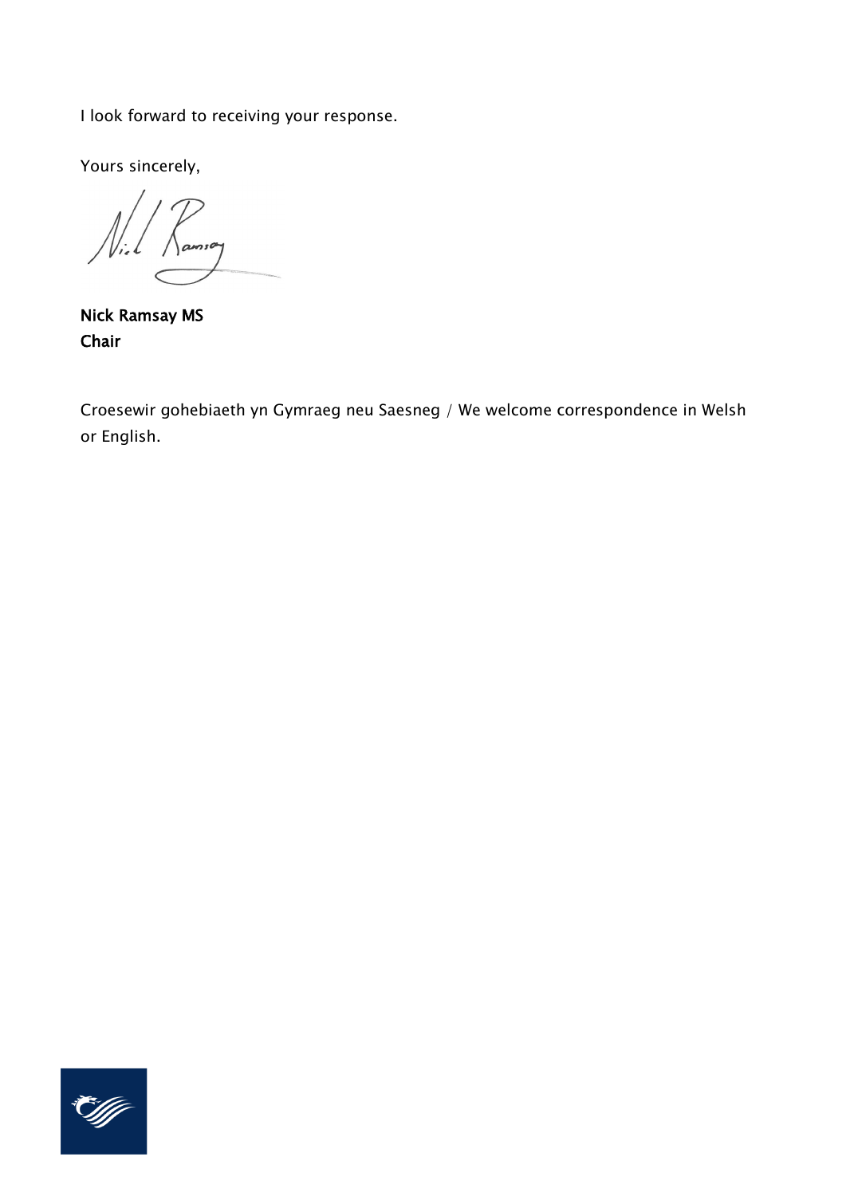I look forward to receiving your response.

Yours sincerely,

**Nick Ramsay MS**
**Chair**

Croesewir gohebiaeth yn Gymraeg neu Saesneg / We welcome correspondence in Welsh or English.